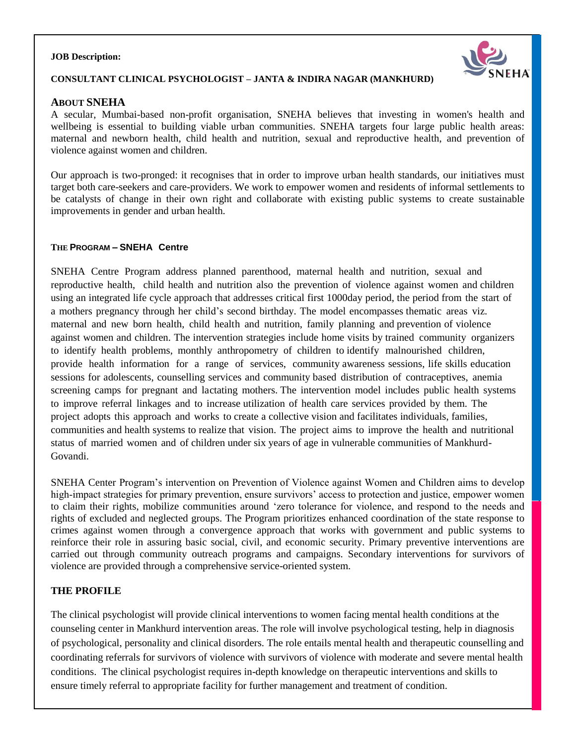**JOB Description:**

**CONSULTANT CLINICAL PSYCHOLOGIST – JANTA & INDIRA NAGAR (MANKHURD)**

## ABOUT SNEHA

A secular, Mumbai-based non-profit organisation, SNEHA believes that investing in women's health and wellbeing is essential to building viable urban communities. SNEHA targets four large public health areas: maternal and newborn health, child health and nutrition, sexual and reproductive health, and prevention of violence against women and children.

Our approach is two-pronged: it recognises that in order to improve urban health standards, our initiatives must target both care-seekers and care-providers. We work to empower women and residents of informal settlements to be catalysts of change in their own right and collaborate with existing public systems to create sustainable improvements in gender and urban health.

### THE PROGRAM – SNEHA Centre

SNEHA Centre Program address planned parenthood, maternal health and nutrition, sexual and reproductive health, child health and nutrition also the prevention of violence against women and children using an integrated life cycle approach that addresses critical first 1000day period, the period from the start of a mothers pregnancy through her child's second birthday. The model encompasses thematic areas viz. maternal and new born health, child health and nutrition, family planning and prevention of violence against women and children. The intervention strategies include home visits by trained community organizers to identify health problems, monthly anthropometry of children to identify malnourished children, provide health information for a range of services, community awareness sessions, life skills education sessions for adolescents, counselling services and community based distribution of contraceptives, anemia screening camps for pregnant and lactating mothers. The intervention model includes public health systems to improve referral linkages and to increase utilization of health care services provided by them. The project adopts this approach and works to create a collective vision and facilitates individuals, families, communities and health systems to realize that vision. The project aims to improve the health and nutritional status of married women and of children under six years of age in vulnerable communities of Mankhurd-Govandi.

SNEHA Center Program's intervention on Prevention of Violence against Women and Children aims to develop high-impact strategies for primary prevention, ensure survivors' access to protection and justice, empower women to claim their rights, mobilize communities around 'zero tolerance for violence, and respond to the needs and rights of excluded and neglected groups. The Program prioritizes enhanced coordination of the state response to crimes against women through a convergence approach that works with government and public systems to reinforce their role in assuring basic social, civil, and economic security. Primary preventive interventions are carried out through community outreach programs and campaigns. Secondary interventions for survivors of violence are provided through a comprehensive service-oriented system.

### THE PROFILE

The clinical psychologist will provide clinical interventions to women facing mental health conditions at the counseling center in Mankhurd intervention areas. The role will involve psychological testing, help in diagnosis of psychological, personality and clinical disorders. The role entails mental health and therapeutic counselling and coordinating referrals for survivors of violence with survivors of violence with moderate and severe mental health conditions. The clinical psychologist requires in-depth knowledge on therapeutic interventions and skills to ensure timely referral to appropriate facility for further management and treatment of condition.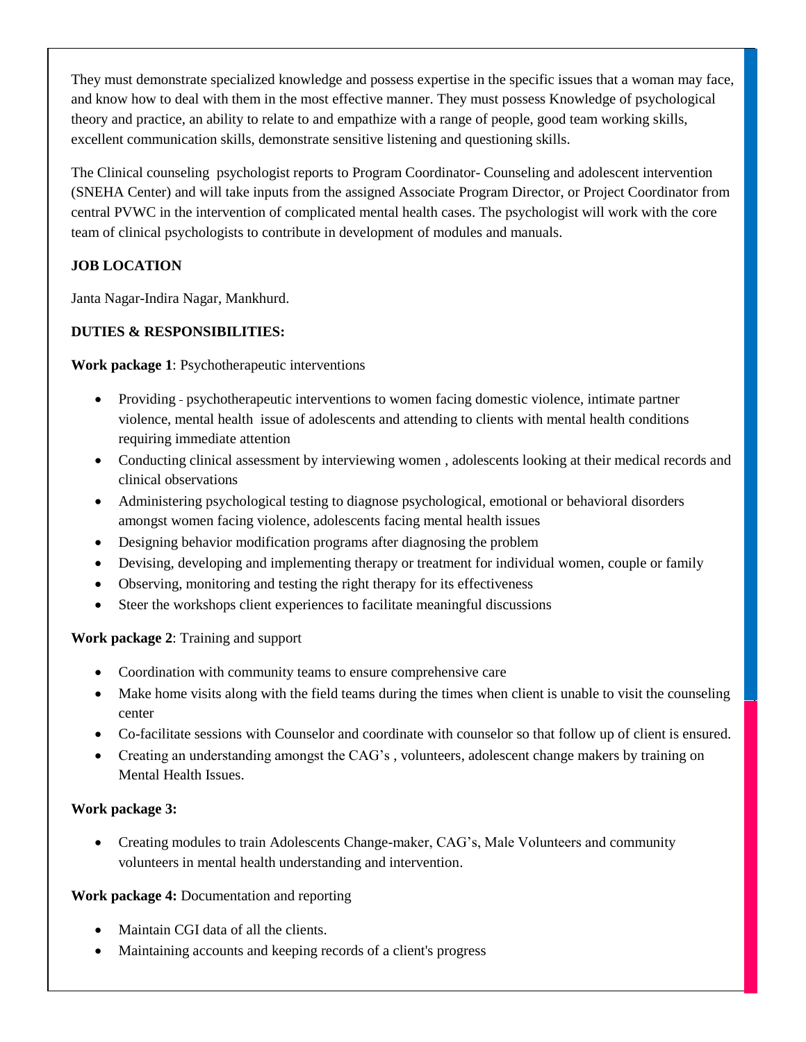They must demonstrate specialized knowledge and possess expertise in the specific issues that a woman may face, and know how to deal with them in the most effective manner. They must possess Knowledge of psychological theory and practice, an ability to relate to and empathize with a range of people, good team working skills, excellent communication skills, demonstrate sensitive listening and questioning skills.

The Clinical counseling psychologist reports to Program Coordinator- Counseling and adolescent intervention (SNEHA Center) and will take inputs from the assigned Associate Program Director, or Project Coordinator from central PVWC in the intervention of complicated mental health cases. The psychologist will work with the core team of clinical psychologists to contribute in development of modules and manuals.

**JOB LOCATION**

Janta Nagar-Indira Nagar, Mankhurd.

**DUTIES & RESPONSIBILITIES:**

**Work package 1**: Psychotherapeutic interventions

- Providing - psychotherapeutic interventions to women facing domestic violence, intimate partner violence, mental health issue of adolescents and attending to clients with mental health conditions requiring immediate attention
- Conducting clinical assessment by interviewing women , adolescents looking at their medical records and clinical observations
- Administering psychological testing to diagnose psychological, emotional or behavioral disorders amongst women facing violence, adolescents facing mental health issues
- Designing behavior modification programs after diagnosing the problem
- Devising, developing and implementing therapy or treatment for individual women, couple or family
- Observing, monitoring and testing the right therapy for its effectiveness
- Steer the workshops client experiences to facilitate meaningful discussions

**Work package 2**: Training and support

- Coordination with community teams to ensure comprehensive care
- Make home visits along with the field teams during the times when client is unable to visit the counseling center
- Co-facilitate sessions with Counselor and coordinate with counselor so that follow up of client is ensured.
- Creating an understanding amongst the CAG's , volunteers, adolescent change makers by training on Mental Health Issues.

**Work package 3:**

- Creating modules to train Adolescents Change-maker, CAG's, Male Volunteers and community volunteers in mental health understanding and intervention.

**Work package 4:** Documentation and reporting

- Maintain CGI data of all the clients.
- Maintaining accounts and keeping records of a client's progress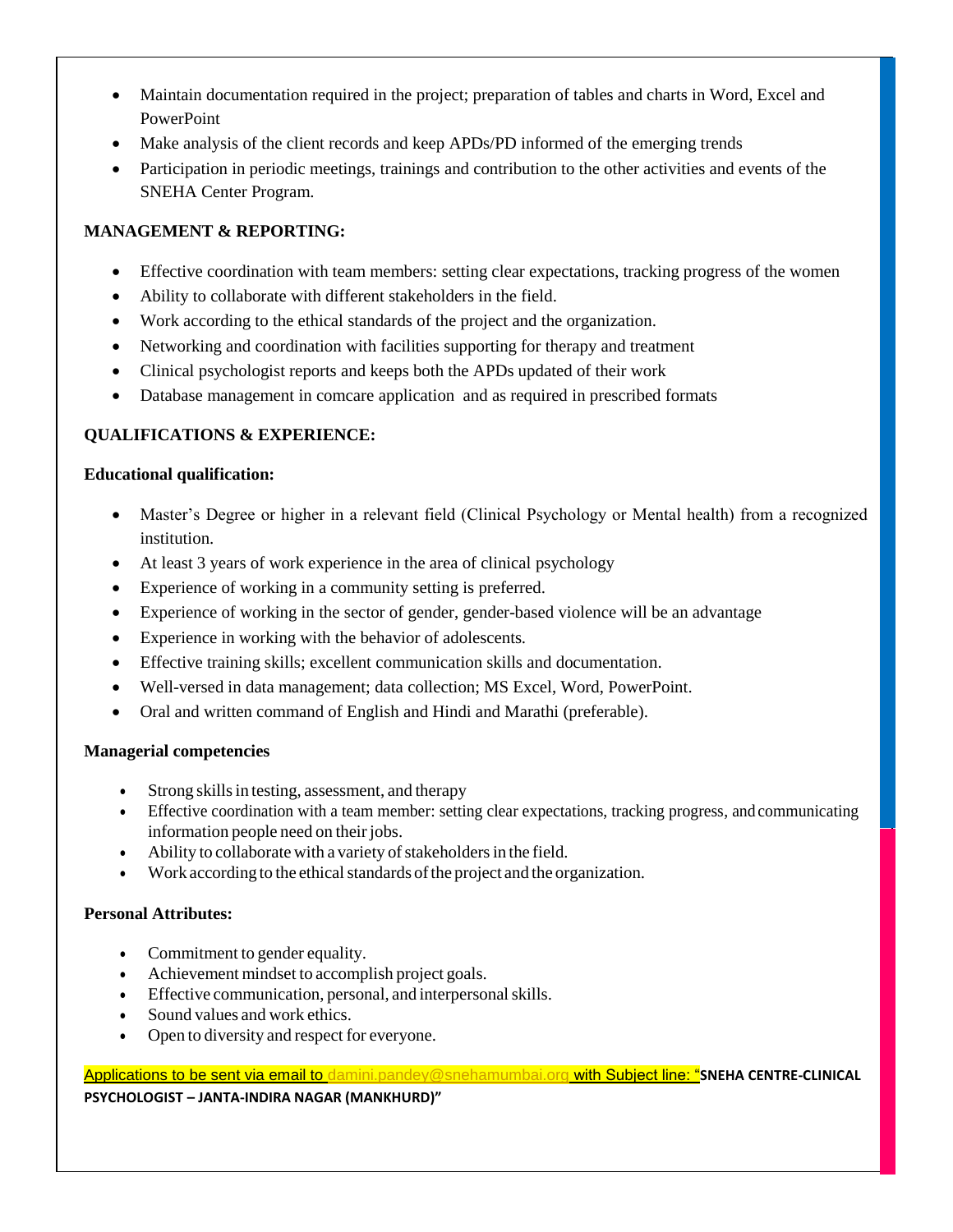- Maintain documentation required in the project; preparation of tables and charts in Word, Excel and PowerPoint
- Make analysis of the client records and keep APDs/PD informed of the emerging trends
- Participation in periodic meetings, trainings and contribution to the other activities and events of the SNEHA Center Program.

**MANAGEMENT & REPORTING:**

- Effective coordination with team members: setting clear expectations, tracking progress of the women
- Ability to collaborate with different stakeholders in the field.
- Work according to the ethical standards of the project and the organization.
- Networking and coordination with facilities supporting for therapy and treatment
- Clinical psychologist reports and keeps both the APDs updated of their work
- Database management in comcare application and as required in prescribed formats

**QUALIFICATIONS & EXPERIENCE:**

**Educational qualification:**

- Master's Degree or higher in a relevant field (Clinical Psychology or Mental health) from a recognized institution.
- At least 3 years of work experience in the area of clinical psychology
- Experience of working in a community setting is preferred.
- Experience of working in the sector of gender, gender-based violence will be an advantage
- Experience in working with the behavior of adolescents.
- Effective training skills; excellent communication skills and documentation.
- Well-versed in data management; data collection; MS Excel, Word, PowerPoint.
- Oral and written command of English and Hindi and Marathi (preferable).

**Managerial competencies**

- Strong skills in testing, assessment, and therapy
- Effective coordination with a team member: setting clear expectations, tracking progress, and communicating information people need on their jobs.
- Ability to collaborate with a variety of stakeholders in the field.
- Work according to the ethical standards of the project and the organization.

**Personal Attributes:**

- Commitment to gender equality.
- Achievement mindset to accomplish project goals.
- Effective communication, personal, and interpersonal skills.
- Sound values and work ethics.
- Open to diversity and respect for everyone.

Applications to be sent via email to damini.pandey@snehamumbai.org with Subject line: "**SNEHA CENTRE-CLINICAL PSYCHOLOGIST – JANTA-INDIRA NAGAR (MANKHURD)"**